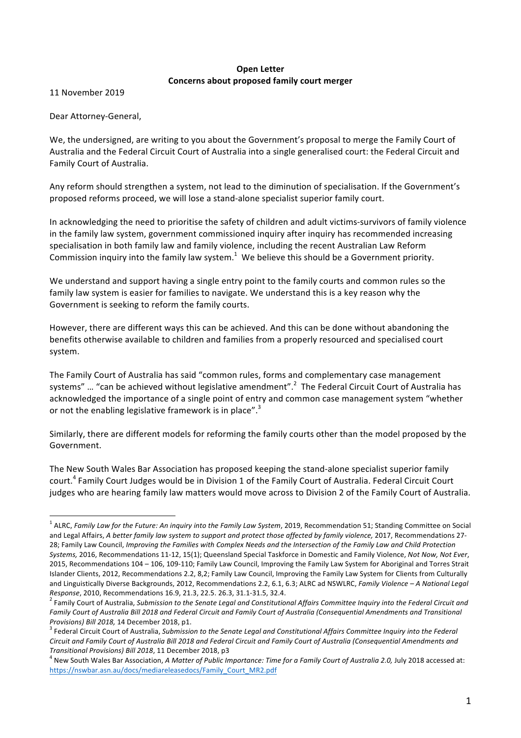**Open Letter**
**Concerns about proposed family court merger**

11 November 2019

Dear Attorney-General,

We, the undersigned, are writing to you about the Government's proposal to merge the Family Court of Australia and the Federal Circuit Court of Australia into a single generalised court: the Federal Circuit and Family Court of Australia.

Any reform should strengthen a system, not lead to the diminution of specialisation. If the Government's proposed reforms proceed, we will lose a stand-alone specialist superior family court.

In acknowledging the need to prioritise the safety of children and adult victims-survivors of family violence in the family law system, government commissioned inquiry after inquiry has recommended increasing specialisation in both family law and family violence, including the recent Australian Law Reform Commission inquiry into the family law system.[1] We believe this should be a Government priority.

We understand and support having a single entry point to the family courts and common rules so the family law system is easier for families to navigate. We understand this is a key reason why the Government is seeking to reform the family courts.

However, there are different ways this can be achieved. And this can be done without abandoning the benefits otherwise available to children and families from a properly resourced and specialised court system.

The Family Court of Australia has said "common rules, forms and complementary case management systems" … "can be achieved without legislative amendment".[2] The Federal Circuit Court of Australia has acknowledged the importance of a single point of entry and common case management system "whether or not the enabling legislative framework is in place".[3]

Similarly, there are different models for reforming the family courts other than the model proposed by the Government.

The New South Wales Bar Association has proposed keeping the stand-alone specialist superior family court.[4] Family Court Judges would be in Division 1 of the Family Court of Australia. Federal Circuit Court judges who are hearing family law matters would move across to Division 2 of the Family Court of Australia.

---

[1] ALRC, *Family Law for the Future: An inquiry into the Family Law System*, 2019, Recommendation 51; Standing Committee on Social and Legal Affairs, *A better family law system to support and protect those affected by family violence,* 2017, Recommendations 27-28; Family Law Council, *Improving the Families with Complex Needs and the Intersection of the Family Law and Child Protection Systems,* 2016, Recommendations 11-12, 15(1); Queensland Special Taskforce in Domestic and Family Violence, *Not Now, Not Ever*, 2015, Recommendations 104 – 106, 109-110; Family Law Council, Improving the Family Law System for Aboriginal and Torres Strait Islander Clients, 2012, Recommendations 2.2, 8,2; Family Law Council, Improving the Family Law System for Clients from Culturally and Linguistically Diverse Backgrounds, 2012, Recommendations 2.2, 6.1, 6.3; ALRC ad NSWLRC, *Family Violence – A National Legal Response*, 2010, Recommendations 16.9, 21.3, 22.5. 26.3, 31.1-31.5, 32.4.

[2] Family Court of Australia, *Submission to the Senate Legal and Constitutional Affairs Committee Inquiry into the Federal Circuit and Family Court of Australia Bill 2018 and Federal Circuit and Family Court of Australia (Consequential Amendments and Transitional Provisions) Bill 2018,* 14 December 2018, p1.

[3] Federal Circuit Court of Australia, *Submission to the Senate Legal and Constitutional Affairs Committee Inquiry into the Federal Circuit and Family Court of Australia Bill 2018 and Federal Circuit and Family Court of Australia (Consequential Amendments and Transitional Provisions) Bill 2018*, 11 December 2018, p3

[4] New South Wales Bar Association, *A Matter of Public Importance: Time for a Family Court of Australia 2.0,* July 2018 accessed at: https://nswbar.asn.au/docs/mediareleasedocs/Family_Court_MR2.pdf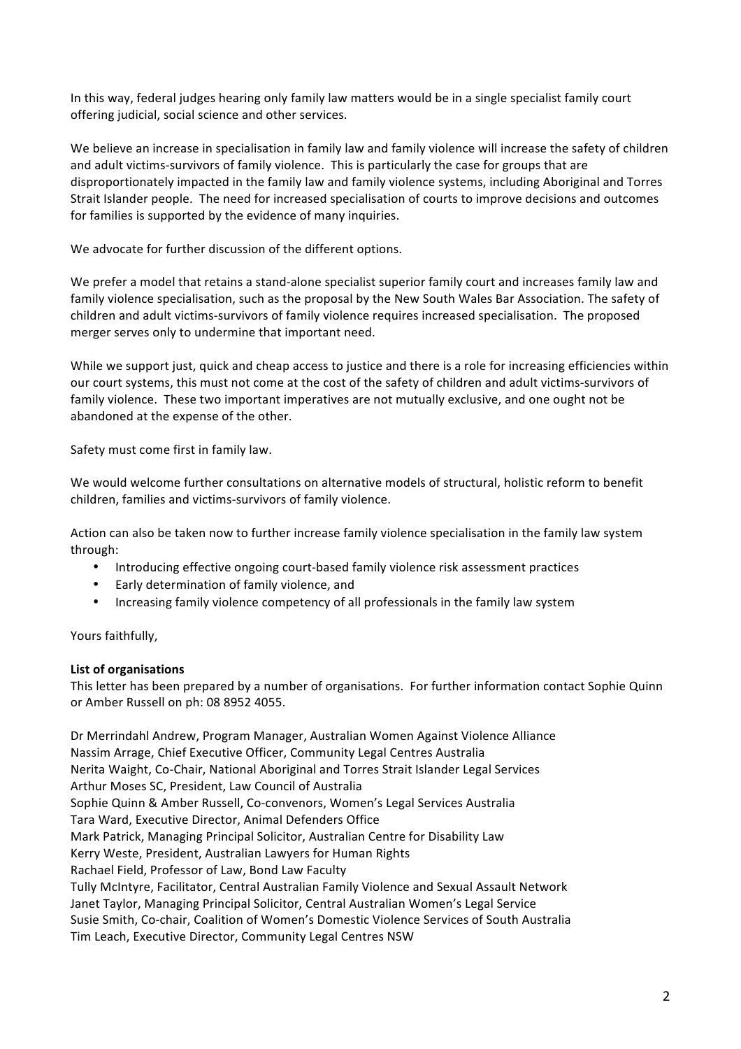In this way, federal judges hearing only family law matters would be in a single specialist family court offering judicial, social science and other services.

We believe an increase in specialisation in family law and family violence will increase the safety of children and adult victims-survivors of family violence. This is particularly the case for groups that are disproportionately impacted in the family law and family violence systems, including Aboriginal and Torres Strait Islander people. The need for increased specialisation of courts to improve decisions and outcomes for families is supported by the evidence of many inquiries.

We advocate for further discussion of the different options.

We prefer a model that retains a stand-alone specialist superior family court and increases family law and family violence specialisation, such as the proposal by the New South Wales Bar Association. The safety of children and adult victims-survivors of family violence requires increased specialisation. The proposed merger serves only to undermine that important need.

While we support just, quick and cheap access to justice and there is a role for increasing efficiencies within our court systems, this must not come at the cost of the safety of children and adult victims-survivors of family violence. These two important imperatives are not mutually exclusive, and one ought not be abandoned at the expense of the other.

Safety must come first in family law.

We would welcome further consultations on alternative models of structural, holistic reform to benefit children, families and victims-survivors of family violence.

Action can also be taken now to further increase family violence specialisation in the family law system through:

- Introducing effective ongoing court-based family violence risk assessment practices
- Early determination of family violence, and
- Increasing family violence competency of all professionals in the family law system

Yours faithfully,

**List of organisations**

This letter has been prepared by a number of organisations. For further information contact Sophie Quinn or Amber Russell on ph: 08 8952 4055.

Dr Merrindahl Andrew, Program Manager, Australian Women Against Violence Alliance
Nassim Arrage, Chief Executive Officer, Community Legal Centres Australia
Nerita Waight, Co-Chair, National Aboriginal and Torres Strait Islander Legal Services
Arthur Moses SC, President, Law Council of Australia
Sophie Quinn & Amber Russell, Co-convenors, Women's Legal Services Australia
Tara Ward, Executive Director, Animal Defenders Office
Mark Patrick, Managing Principal Solicitor, Australian Centre for Disability Law
Kerry Weste, President, Australian Lawyers for Human Rights
Rachael Field, Professor of Law, Bond Law Faculty
Tully McIntyre, Facilitator, Central Australian Family Violence and Sexual Assault Network
Janet Taylor, Managing Principal Solicitor, Central Australian Women's Legal Service
Susie Smith, Co-chair, Coalition of Women's Domestic Violence Services of South Australia
Tim Leach, Executive Director, Community Legal Centres NSW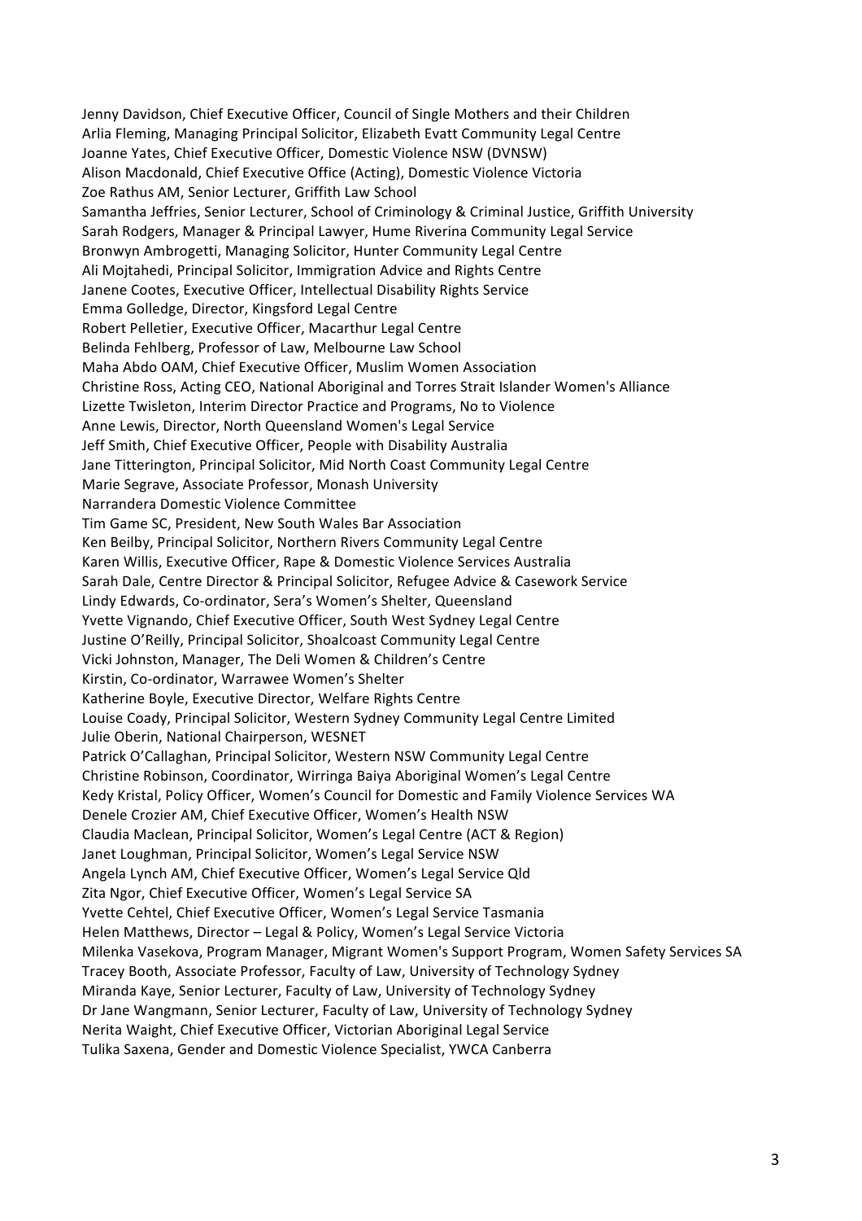Jenny Davidson, Chief Executive Officer, Council of Single Mothers and their Children
Arlia Fleming, Managing Principal Solicitor, Elizabeth Evatt Community Legal Centre
Joanne Yates, Chief Executive Officer, Domestic Violence NSW (DVNSW)
Alison Macdonald, Chief Executive Office (Acting), Domestic Violence Victoria
Zoe Rathus AM, Senior Lecturer, Griffith Law School
Samantha Jeffries, Senior Lecturer, School of Criminology & Criminal Justice, Griffith University
Sarah Rodgers, Manager & Principal Lawyer, Hume Riverina Community Legal Service
Bronwyn Ambrogetti, Managing Solicitor, Hunter Community Legal Centre
Ali Mojtahedi, Principal Solicitor, Immigration Advice and Rights Centre
Janene Cootes, Executive Officer, Intellectual Disability Rights Service
Emma Golledge, Director, Kingsford Legal Centre
Robert Pelletier, Executive Officer, Macarthur Legal Centre
Belinda Fehlberg, Professor of Law, Melbourne Law School
Maha Abdo OAM, Chief Executive Officer, Muslim Women Association
Christine Ross, Acting CEO, National Aboriginal and Torres Strait Islander Women's Alliance
Lizette Twisleton, Interim Director Practice and Programs, No to Violence
Anne Lewis, Director, North Queensland Women's Legal Service
Jeff Smith, Chief Executive Officer, People with Disability Australia
Jane Titterington, Principal Solicitor, Mid North Coast Community Legal Centre
Marie Segrave, Associate Professor, Monash University
Narrandera Domestic Violence Committee
Tim Game SC, President, New South Wales Bar Association
Ken Beilby, Principal Solicitor, Northern Rivers Community Legal Centre
Karen Willis, Executive Officer, Rape & Domestic Violence Services Australia
Sarah Dale, Centre Director & Principal Solicitor, Refugee Advice & Casework Service
Lindy Edwards, Co-ordinator, Sera's Women's Shelter, Queensland
Yvette Vignando, Chief Executive Officer, South West Sydney Legal Centre
Justine O'Reilly, Principal Solicitor, Shoalcoast Community Legal Centre
Vicki Johnston, Manager, The Deli Women & Children's Centre
Kirstin, Co-ordinator, Warrawee Women's Shelter
Katherine Boyle, Executive Director, Welfare Rights Centre
Louise Coady, Principal Solicitor, Western Sydney Community Legal Centre Limited
Julie Oberin, National Chairperson, WESNET
Patrick O'Callaghan, Principal Solicitor, Western NSW Community Legal Centre
Christine Robinson, Coordinator, Wirringa Baiya Aboriginal Women's Legal Centre
Kedy Kristal, Policy Officer, Women's Council for Domestic and Family Violence Services WA
Denele Crozier AM, Chief Executive Officer, Women's Health NSW
Claudia Maclean, Principal Solicitor, Women's Legal Centre (ACT & Region)
Janet Loughman, Principal Solicitor, Women's Legal Service NSW
Angela Lynch AM, Chief Executive Officer, Women's Legal Service Qld
Zita Ngor, Chief Executive Officer, Women's Legal Service SA
Yvette Cehtel, Chief Executive Officer, Women's Legal Service Tasmania
Helen Matthews, Director – Legal & Policy, Women's Legal Service Victoria
Milenka Vasekova, Program Manager, Migrant Women's Support Program, Women Safety Services SA
Tracey Booth, Associate Professor, Faculty of Law, University of Technology Sydney
Miranda Kaye, Senior Lecturer, Faculty of Law, University of Technology Sydney
Dr Jane Wangmann, Senior Lecturer, Faculty of Law, University of Technology Sydney
Nerita Waight, Chief Executive Officer, Victorian Aboriginal Legal Service
Tulika Saxena, Gender and Domestic Violence Specialist, YWCA Canberra